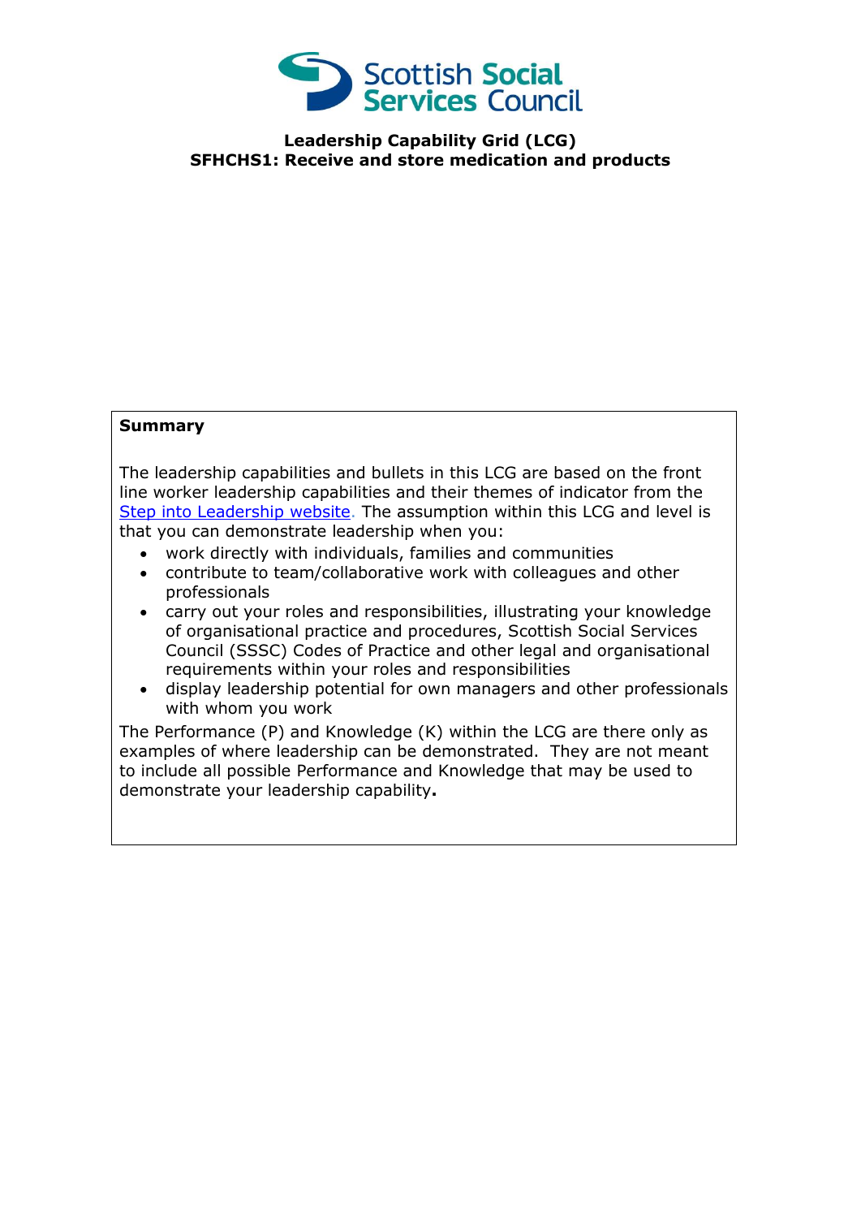Scottish Social Services Council

**Leadership Capability Grid (LCG)**
**SFHCHS1: Receive and store medication and products**

**Summary**

The leadership capabilities and bullets in this LCG are based on the front line worker leadership capabilities and their themes of indicator from the [Step into Leadership website](). The assumption within this LCG and level is that you can demonstrate leadership when you:

- work directly with individuals, families and communities
- contribute to team/collaborative work with colleagues and other professionals
- carry out your roles and responsibilities, illustrating your knowledge of organisational practice and procedures, Scottish Social Services Council (SSSC) Codes of Practice and other legal and organisational requirements within your roles and responsibilities
- display leadership potential for own managers and other professionals with whom you work

The Performance (P) and Knowledge (K) within the LCG are there only as examples of where leadership can be demonstrated. They are not meant to include all possible Performance and Knowledge that may be used to demonstrate your leadership capability.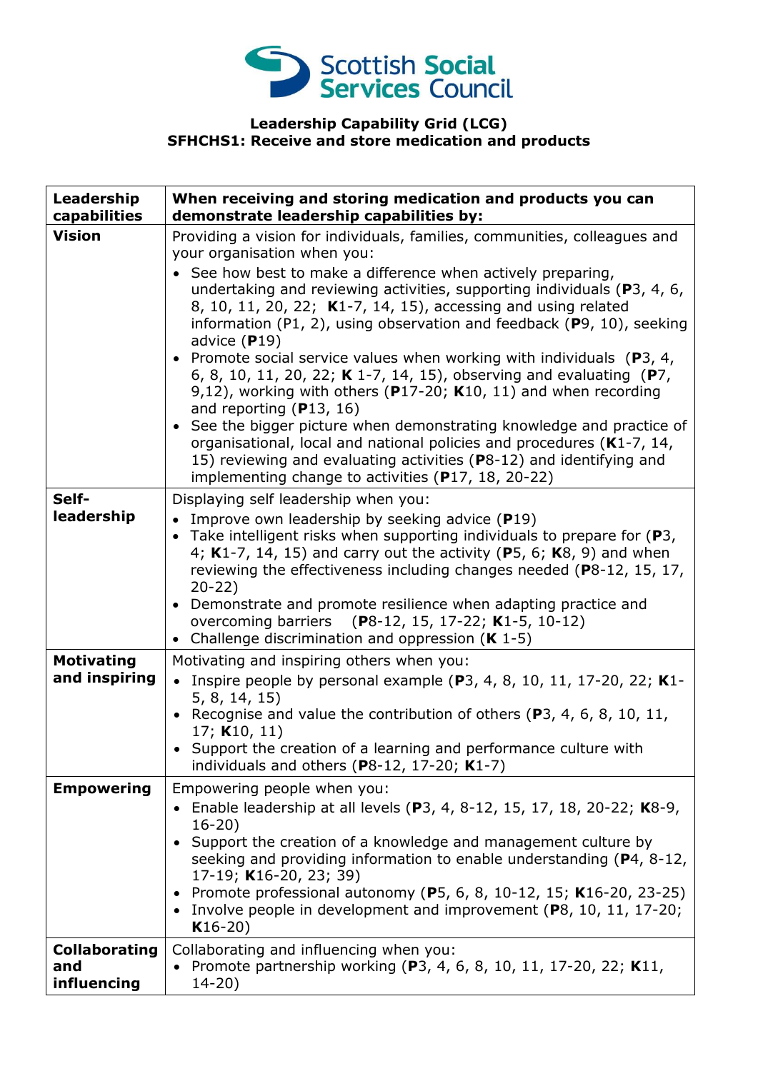Scottish Social Services Council

**Leadership Capability Grid (LCG)**
**SFHCHS1: Receive and store medication and products**

| Leadership capabilities | When receiving and storing medication and products you can demonstrate leadership capabilities by: |
|---|---|
| **Vision** | Providing a vision for individuals, families, communities, colleagues and your organisation when you:<br>• See how best to make a difference when actively preparing, undertaking and reviewing activities, supporting individuals (**P**3, 4, 6, 8, 10, 11, 20, 22; **K**1-7, 14, 15), accessing and using related information (P1, 2), using observation and feedback (**P**9, 10), seeking advice (**P**19)<br>• Promote social service values when working with individuals (**P**3, 4, 6, 8, 10, 11, 20, 22; **K** 1-7, 14, 15), observing and evaluating (**P**7, 9,12), working with others (**P**17-20; **K**10, 11) and when recording and reporting (**P**13, 16)<br>• See the bigger picture when demonstrating knowledge and practice of organisational, local and national policies and procedures (**K**1-7, 14, 15) reviewing and evaluating activities (**P**8-12) and identifying and implementing change to activities (**P**17, 18, 20-22) |
| **Self-leadership** | Displaying self leadership when you:<br>• Improve own leadership by seeking advice (**P**19)<br>• Take intelligent risks when supporting individuals to prepare for (**P**3, 4; **K**1-7, 14, 15) and carry out the activity (**P**5, 6; **K**8, 9) and when reviewing the effectiveness including changes needed (**P**8-12, 15, 17, 20-22)<br>• Demonstrate and promote resilience when adapting practice and overcoming barriers (**P**8-12, 15, 17-22; **K**1-5, 10-12)<br>• Challenge discrimination and oppression (**K** 1-5) |
| **Motivating and inspiring** | Motivating and inspiring others when you:<br>• Inspire people by personal example (**P**3, 4, 8, 10, 11, 17-20, 22; **K**1-5, 8, 14, 15)<br>• Recognise and value the contribution of others (**P**3, 4, 6, 8, 10, 11, 17; **K**10, 11)<br>• Support the creation of a learning and performance culture with individuals and others (**P**8-12, 17-20; **K**1-7) |
| **Empowering** | Empowering people when you:<br>• Enable leadership at all levels (**P**3, 4, 8-12, 15, 17, 18, 20-22; **K**8-9, 16-20)<br>• Support the creation of a knowledge and management culture by seeking and providing information to enable understanding (**P**4, 8-12, 17-19; **K**16-20, 23; 39)<br>• Promote professional autonomy (**P**5, 6, 8, 10-12, 15; **K**16-20, 23-25)<br>• Involve people in development and improvement (**P**8, 10, 11, 17-20; **K**16-20) |
| **Collaborating and influencing** | Collaborating and influencing when you:<br>• Promote partnership working (**P**3, 4, 6, 8, 10, 11, 17-20, 22; **K**11, 14-20) |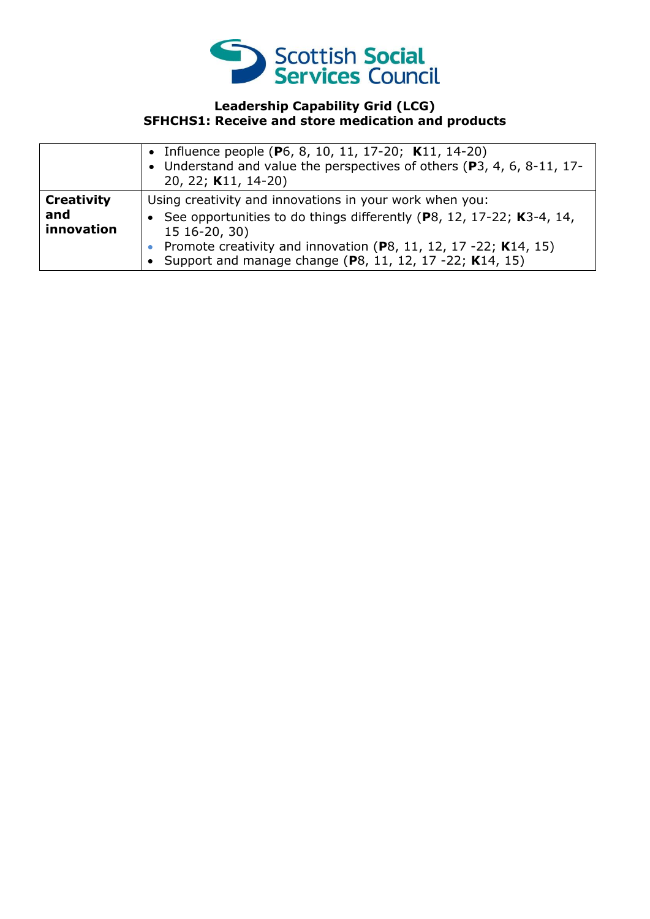**Leadership Capability Grid (LCG)**
**SFHCHS1: Receive and store medication and products**

| | |
|---|---|
| | • Influence people (**P**6, 8, 10, 11, 17-20; **K**11, 14-20)<br>• Understand and value the perspectives of others (**P**3, 4, 6, 8-11, 17-20, 22; **K**11, 14-20) |
| **Creativity and innovation** | Using creativity and innovations in your work when you:<br>• See opportunities to do things differently (**P**8, 12, 17-22; **K**3-4, 14, 15 16-20, 30)<br>• Promote creativity and innovation (**P**8, 11, 12, 17 -22; **K**14, 15)<br>• Support and manage change (**P**8, 11, 12, 17 -22; **K**14, 15) |